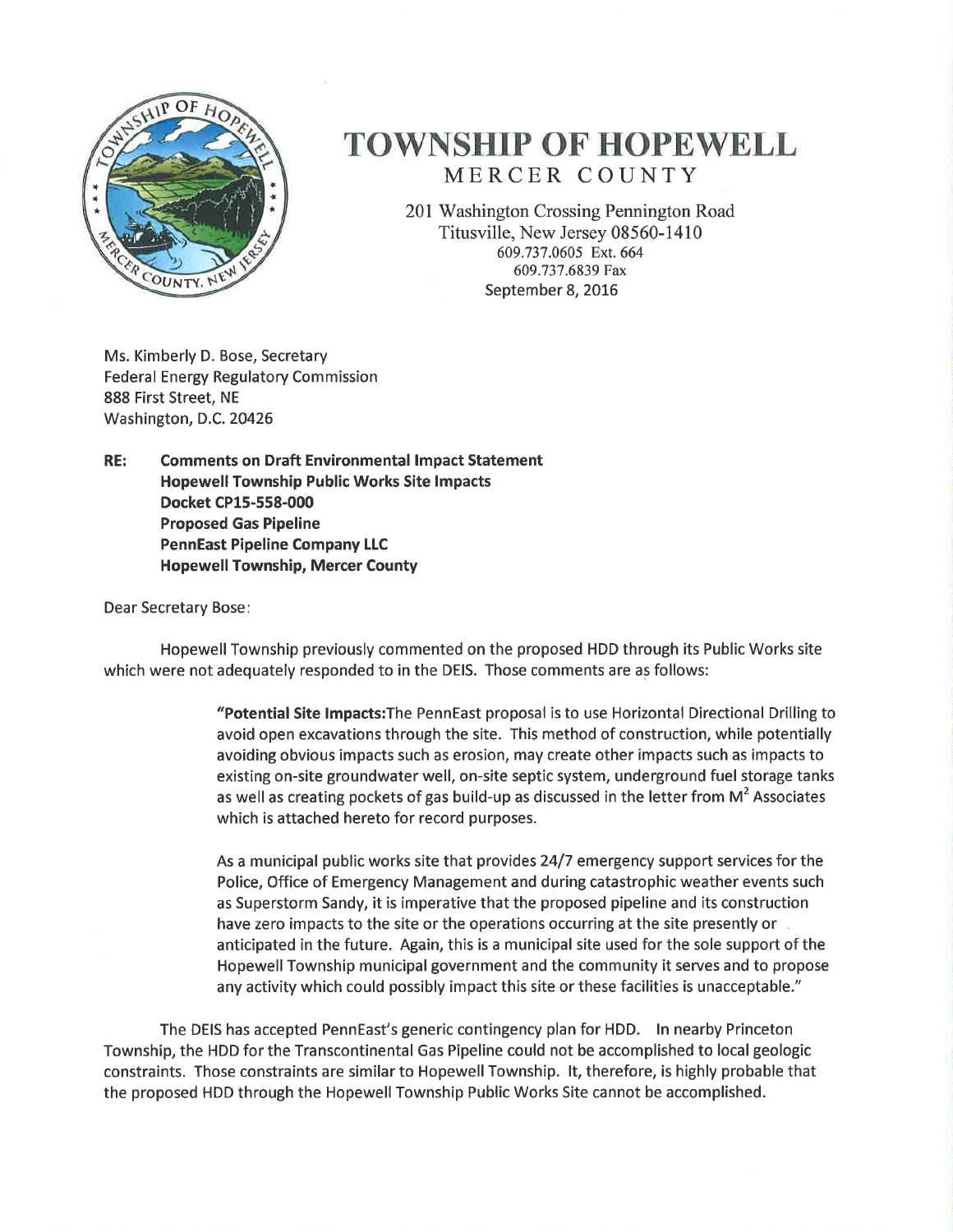# TOWNSHIP OF HOPEWELL

MERCER COUNTY

201 Washington Crossing Pennington Road
Titusville, New Jersey 08560-1410
609.737.0605 Ext. 664
609.737.6839 Fax
September 8, 2016

Ms. Kimberly D. Bose, Secretary
Federal Energy Regulatory Commission
888 First Street, NE
Washington, D.C. 20426

**RE: Comments on Draft Environmental Impact Statement**
**Hopewell Township Public Works Site Impacts**
**Docket CP15-558-000**
**Proposed Gas Pipeline**
**PennEast Pipeline Company LLC**
**Hopewell Township, Mercer County**

Dear Secretary Bose:

Hopewell Township previously commented on the proposed HDD through its Public Works site which were not adequately responded to in the DEIS. Those comments are as follows:

> "**Potential Site Impacts:**The PennEast proposal is to use Horizontal Directional Drilling to avoid open excavations through the site. This method of construction, while potentially avoiding obvious impacts such as erosion, may create other impacts such as impacts to existing on-site groundwater well, on-site septic system, underground fuel storage tanks as well as creating pockets of gas build-up as discussed in the letter from $M^2$ Associates which is attached hereto for record purposes.
>
> As a municipal public works site that provides 24/7 emergency support services for the Police, Office of Emergency Management and during catastrophic weather events such as Superstorm Sandy, it is imperative that the proposed pipeline and its construction have zero impacts to the site or the operations occurring at the site presently or anticipated in the future. Again, this is a municipal site used for the sole support of the Hopewell Township municipal government and the community it serves and to propose any activity which could possibly impact this site or these facilities is unacceptable."

The DEIS has accepted PennEast's generic contingency plan for HDD. In nearby Princeton Township, the HDD for the Transcontinental Gas Pipeline could not be accomplished to local geologic constraints. Those constraints are similar to Hopewell Township. It, therefore, is highly probable that the proposed HDD through the Hopewell Township Public Works Site cannot be accomplished.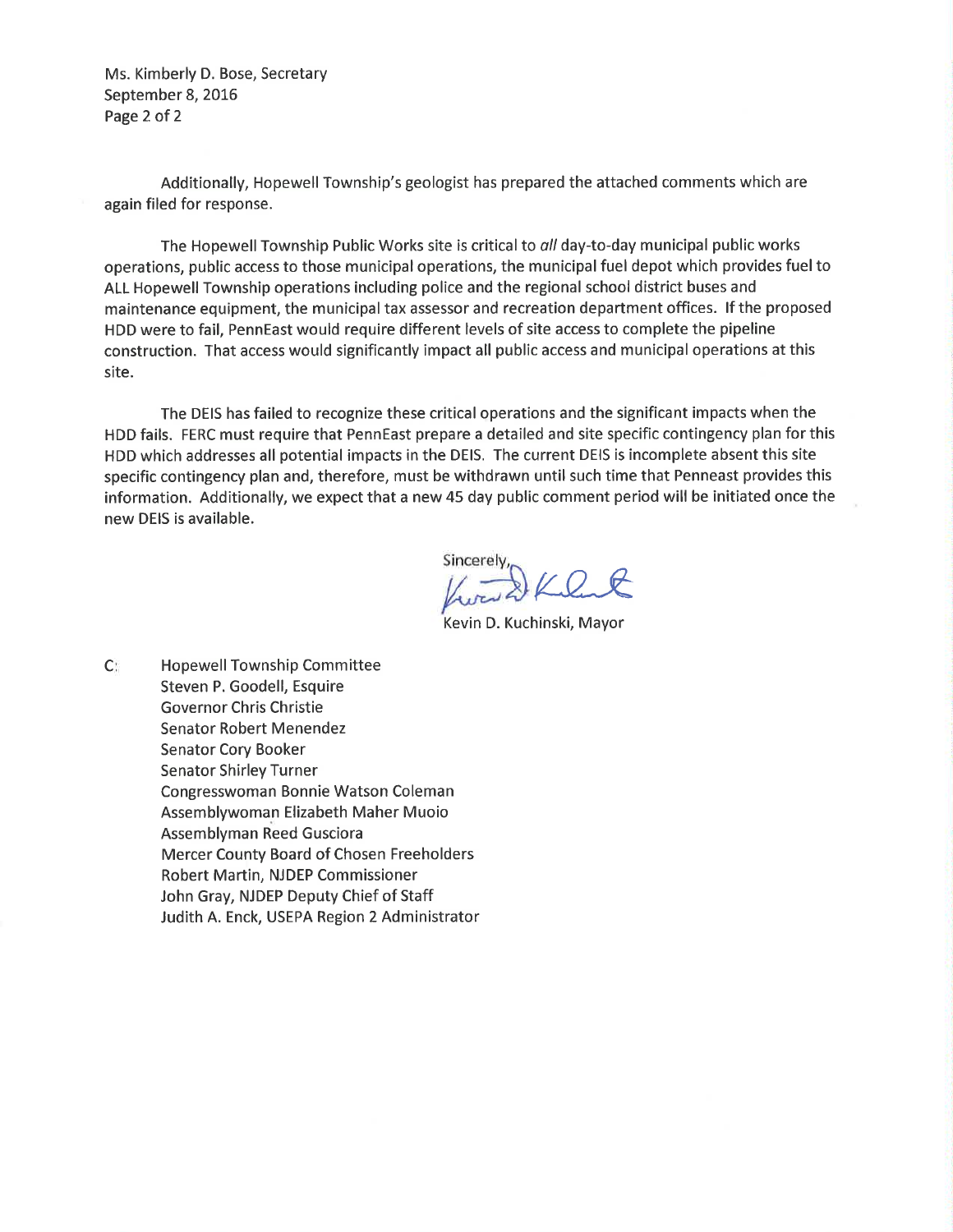Ms. Kimberly D. Bose, Secretary
September 8, 2016

Additionally, Hopewell Township's geologist has prepared the attached comments which are again filed for response.

The Hopewell Township Public Works site is critical to *all* day-to-day municipal public works operations, public access to those municipal operations, the municipal fuel depot which provides fuel to ALL Hopewell Township operations including police and the regional school district buses and maintenance equipment, the municipal tax assessor and recreation department offices. If the proposed HDD were to fail, PennEast would require different levels of site access to complete the pipeline construction. That access would significantly impact all public access and municipal operations at this site.

The DEIS has failed to recognize these critical operations and the significant impacts when the HDD fails. FERC must require that PennEast prepare a detailed and site specific contingency plan for this HDD which addresses all potential impacts in the DEIS. The current DEIS is incomplete absent this site specific contingency plan and, therefore, must be withdrawn until such time that Penneast provides this information. Additionally, we expect that a new 45 day public comment period will be initiated once the new DEIS is available.

Sincerely,

Kevin D. Kuchinski, Mayor

C: Hopewell Township Committee
Steven P. Goodell, Esquire
Governor Chris Christie
Senator Robert Menendez
Senator Cory Booker
Senator Shirley Turner
Congresswoman Bonnie Watson Coleman
Assemblywoman Elizabeth Maher Muoio
Assemblyman Reed Gusciora
Mercer County Board of Chosen Freeholders
Robert Martin, NJDEP Commissioner
John Gray, NJDEP Deputy Chief of Staff
Judith A. Enck, USEPA Region 2 Administrator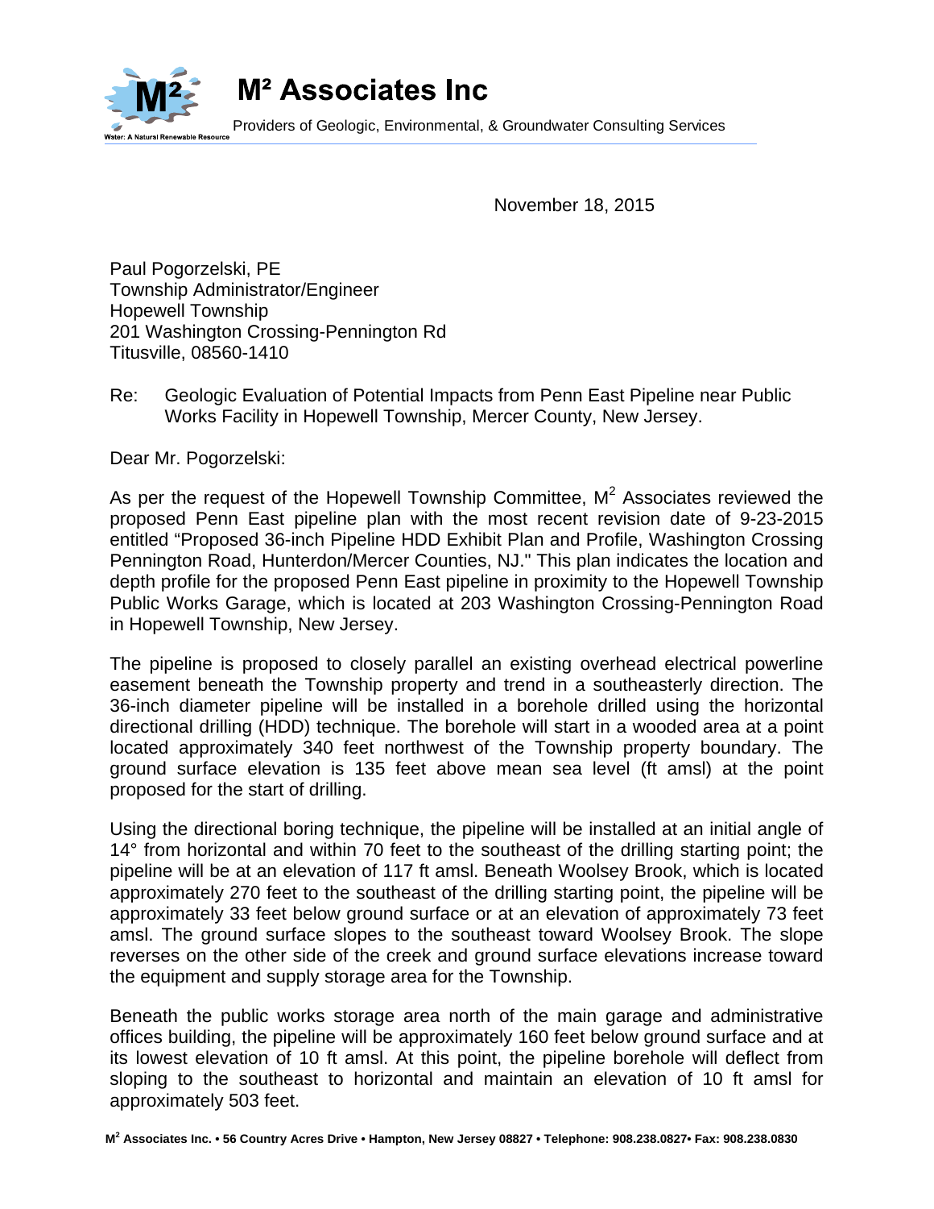# M² Associates Inc

Providers of Geologic, Environmental, & Groundwater Consulting Services

Water: A Natural Renewable Resource

November 18, 2015

Paul Pogorzelski, PE
Township Administrator/Engineer
Hopewell Township
201 Washington Crossing-Pennington Rd
Titusville, 08560-1410

Re: Geologic Evaluation of Potential Impacts from Penn East Pipeline near Public Works Facility in Hopewell Township, Mercer County, New Jersey.

Dear Mr. Pogorzelski:

As per the request of the Hopewell Township Committee, $M^2$ Associates reviewed the proposed Penn East pipeline plan with the most recent revision date of 9-23-2015 entitled "Proposed 36-inch Pipeline HDD Exhibit Plan and Profile, Washington Crossing Pennington Road, Hunterdon/Mercer Counties, NJ." This plan indicates the location and depth profile for the proposed Penn East pipeline in proximity to the Hopewell Township Public Works Garage, which is located at 203 Washington Crossing-Pennington Road in Hopewell Township, New Jersey.

The pipeline is proposed to closely parallel an existing overhead electrical powerline easement beneath the Township property and trend in a southeasterly direction. The 36-inch diameter pipeline will be installed in a borehole drilled using the horizontal directional drilling (HDD) technique. The borehole will start in a wooded area at a point located approximately 340 feet northwest of the Township property boundary. The ground surface elevation is 135 feet above mean sea level (ft amsl) at the point proposed for the start of drilling.

Using the directional boring technique, the pipeline will be installed at an initial angle of 14° from horizontal and within 70 feet to the southeast of the drilling starting point; the pipeline will be at an elevation of 117 ft amsl. Beneath Woolsey Brook, which is located approximately 270 feet to the southeast of the drilling starting point, the pipeline will be approximately 33 feet below ground surface or at an elevation of approximately 73 feet amsl. The ground surface slopes to the southeast toward Woolsey Brook. The slope reverses on the other side of the creek and ground surface elevations increase toward the equipment and supply storage area for the Township.

Beneath the public works storage area north of the main garage and administrative offices building, the pipeline will be approximately 160 feet below ground surface and at its lowest elevation of 10 ft amsl. At this point, the pipeline borehole will deflect from sloping to the southeast to horizontal and maintain an elevation of 10 ft amsl for approximately 503 feet.

$M^2$ Associates Inc. • 56 Country Acres Drive • Hampton, New Jersey 08827 • Telephone: 908.238.0827• Fax: 908.238.0830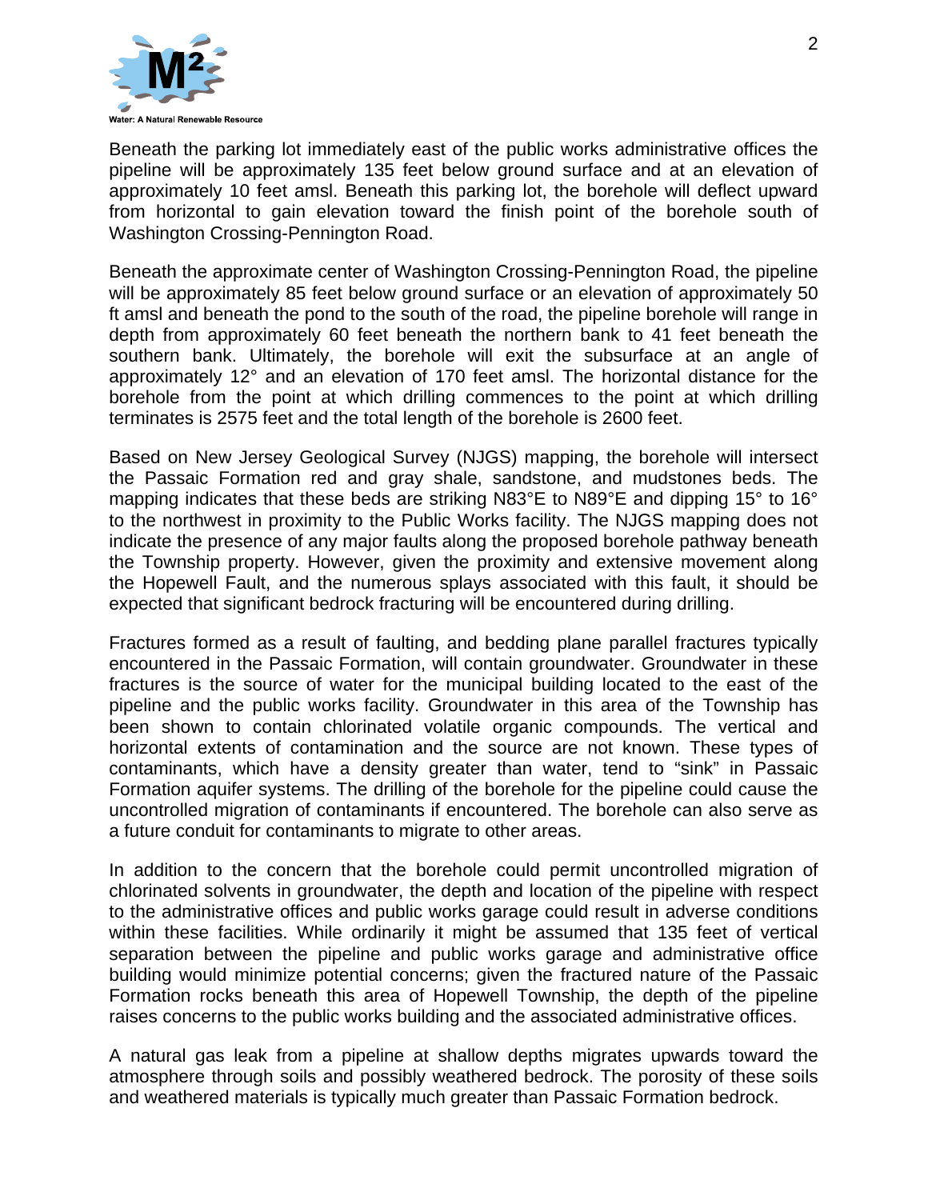Beneath the parking lot immediately east of the public works administrative offices the pipeline will be approximately 135 feet below ground surface and at an elevation of approximately 10 feet amsl. Beneath this parking lot, the borehole will deflect upward from horizontal to gain elevation toward the finish point of the borehole south of Washington Crossing-Pennington Road.

Beneath the approximate center of Washington Crossing-Pennington Road, the pipeline will be approximately 85 feet below ground surface or an elevation of approximately 50 ft amsl and beneath the pond to the south of the road, the pipeline borehole will range in depth from approximately 60 feet beneath the northern bank to 41 feet beneath the southern bank. Ultimately, the borehole will exit the subsurface at an angle of approximately 12° and an elevation of 170 feet amsl. The horizontal distance for the borehole from the point at which drilling commences to the point at which drilling terminates is 2575 feet and the total length of the borehole is 2600 feet.

Based on New Jersey Geological Survey (NJGS) mapping, the borehole will intersect the Passaic Formation red and gray shale, sandstone, and mudstones beds. The mapping indicates that these beds are striking N83°E to N89°E and dipping 15° to 16° to the northwest in proximity to the Public Works facility. The NJGS mapping does not indicate the presence of any major faults along the proposed borehole pathway beneath the Township property. However, given the proximity and extensive movement along the Hopewell Fault, and the numerous splays associated with this fault, it should be expected that significant bedrock fracturing will be encountered during drilling.

Fractures formed as a result of faulting, and bedding plane parallel fractures typically encountered in the Passaic Formation, will contain groundwater. Groundwater in these fractures is the source of water for the municipal building located to the east of the pipeline and the public works facility. Groundwater in this area of the Township has been shown to contain chlorinated volatile organic compounds. The vertical and horizontal extents of contamination and the source are not known. These types of contaminants, which have a density greater than water, tend to "sink" in Passaic Formation aquifer systems. The drilling of the borehole for the pipeline could cause the uncontrolled migration of contaminants if encountered. The borehole can also serve as a future conduit for contaminants to migrate to other areas.

In addition to the concern that the borehole could permit uncontrolled migration of chlorinated solvents in groundwater, the depth and location of the pipeline with respect to the administrative offices and public works garage could result in adverse conditions within these facilities. While ordinarily it might be assumed that 135 feet of vertical separation between the pipeline and public works garage and administrative office building would minimize potential concerns; given the fractured nature of the Passaic Formation rocks beneath this area of Hopewell Township, the depth of the pipeline raises concerns to the public works building and the associated administrative offices.

A natural gas leak from a pipeline at shallow depths migrates upwards toward the atmosphere through soils and possibly weathered bedrock. The porosity of these soils and weathered materials is typically much greater than Passaic Formation bedrock.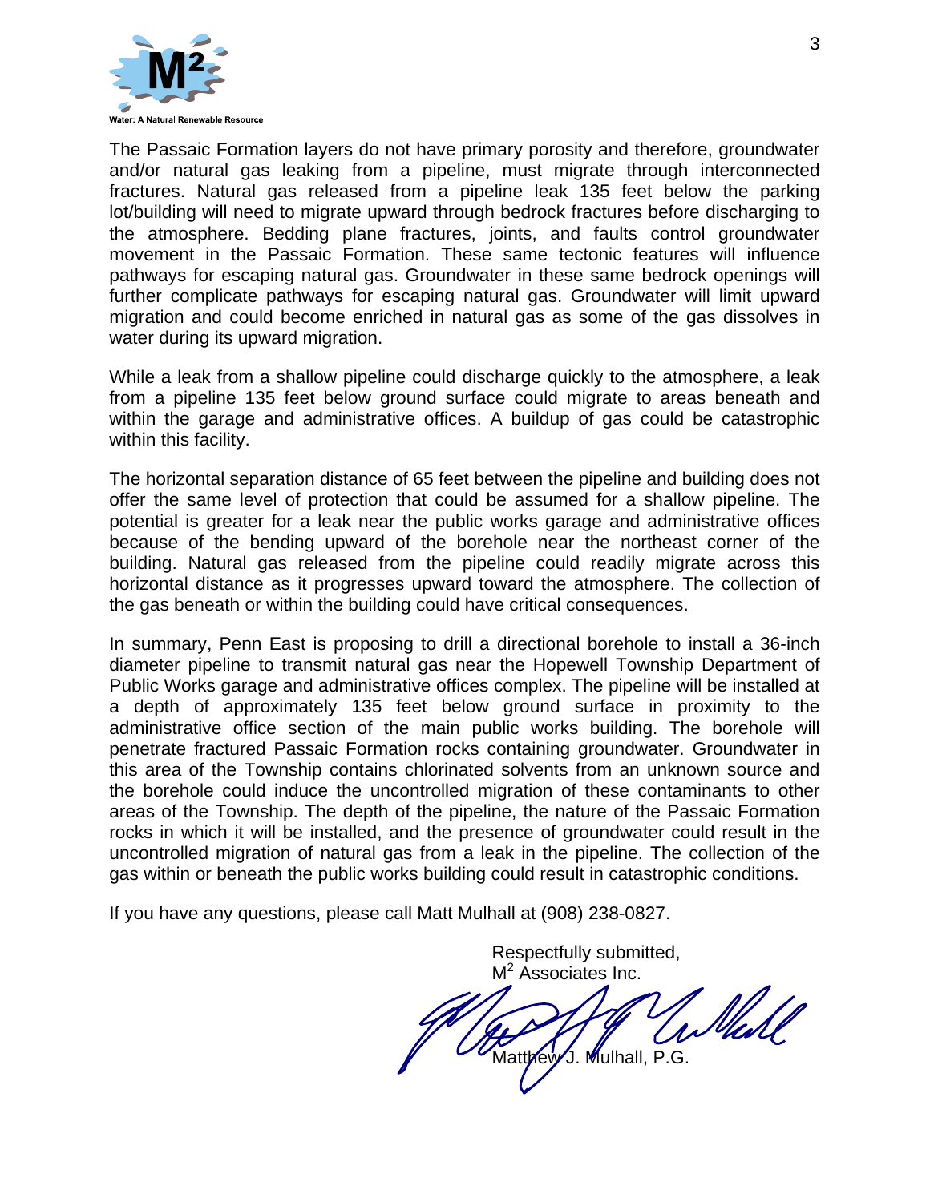The Passaic Formation layers do not have primary porosity and therefore, groundwater and/or natural gas leaking from a pipeline, must migrate through interconnected fractures. Natural gas released from a pipeline leak 135 feet below the parking lot/building will need to migrate upward through bedrock fractures before discharging to the atmosphere. Bedding plane fractures, joints, and faults control groundwater movement in the Passaic Formation. These same tectonic features will influence pathways for escaping natural gas. Groundwater in these same bedrock openings will further complicate pathways for escaping natural gas. Groundwater will limit upward migration and could become enriched in natural gas as some of the gas dissolves in water during its upward migration.

While a leak from a shallow pipeline could discharge quickly to the atmosphere, a leak from a pipeline 135 feet below ground surface could migrate to areas beneath and within the garage and administrative offices. A buildup of gas could be catastrophic within this facility.

The horizontal separation distance of 65 feet between the pipeline and building does not offer the same level of protection that could be assumed for a shallow pipeline. The potential is greater for a leak near the public works garage and administrative offices because of the bending upward of the borehole near the northeast corner of the building. Natural gas released from the pipeline could readily migrate across this horizontal distance as it progresses upward toward the atmosphere. The collection of the gas beneath or within the building could have critical consequences.

In summary, Penn East is proposing to drill a directional borehole to install a 36-inch diameter pipeline to transmit natural gas near the Hopewell Township Department of Public Works garage and administrative offices complex. The pipeline will be installed at a depth of approximately 135 feet below ground surface in proximity to the administrative office section of the main public works building. The borehole will penetrate fractured Passaic Formation rocks containing groundwater. Groundwater in this area of the Township contains chlorinated solvents from an unknown source and the borehole could induce the uncontrolled migration of these contaminants to other areas of the Township. The depth of the pipeline, the nature of the Passaic Formation rocks in which it will be installed, and the presence of groundwater could result in the uncontrolled migration of natural gas from a leak in the pipeline. The collection of the gas within or beneath the public works building could result in catastrophic conditions.

If you have any questions, please call Matt Mulhall at (908) 238-0827.

Respectfully submitted,
M² Associates Inc.

Matthew J. Mulhall, P.G.